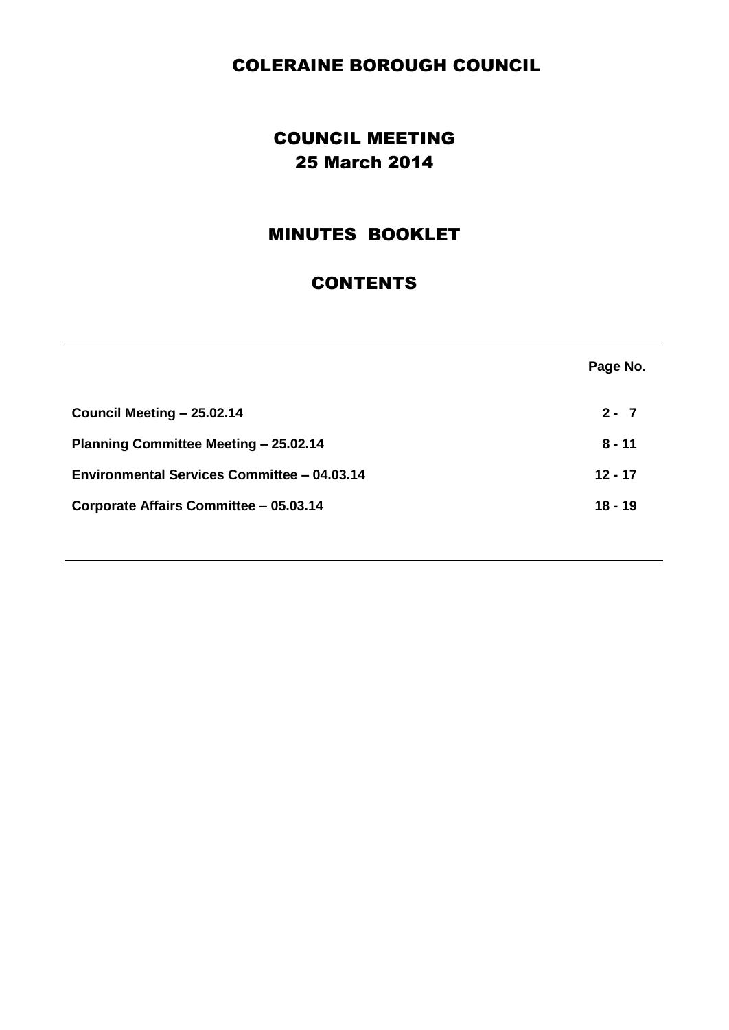# COLERAINE BOROUGH COUNCIL

## COUNCIL MEETING
## 25 March 2014

## MINUTES BOOKLET

## CONTENTS

| | Page No. |
|---|---|
| **Council Meeting – 25.02.14** | **2 - 7** |
| **Planning Committee Meeting – 25.02.14** | **8 - 11** |
| **Environmental Services Committee – 04.03.14** | **12 - 17** |
| **Corporate Affairs Committee – 05.03.14** | **18 - 19** |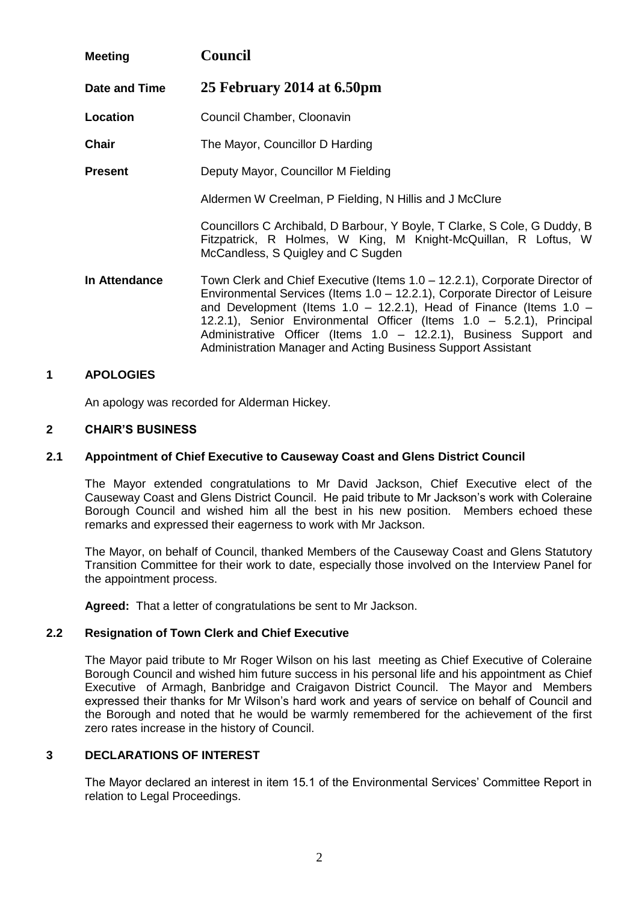| | |
|---|---|
| **Meeting** | **Council** |
| **Date and Time** | **25 February 2014 at 6.50pm** |
| **Location** | Council Chamber, Cloonavin |
| **Chair** | The Mayor, Councillor D Harding |
| **Present** | Deputy Mayor, Councillor M Fielding<br><br>Aldermen W Creelman, P Fielding, N Hillis and J McClure<br><br>Councillors C Archibald, D Barbour, Y Boyle, T Clarke, S Cole, G Duddy, B Fitzpatrick, R Holmes, W King, M Knight-McQuillan, R Loftus, W McCandless, S Quigley and C Sugden |
| **In Attendance** | Town Clerk and Chief Executive (Items 1.0 – 12.2.1), Corporate Director of Environmental Services (Items 1.0 – 12.2.1), Corporate Director of Leisure and Development (Items 1.0 – 12.2.1), Head of Finance (Items 1.0 – 12.2.1), Senior Environmental Officer (Items 1.0 – 5.2.1), Principal Administrative Officer (Items 1.0 – 12.2.1), Business Support and Administration Manager and Acting Business Support Assistant |

## 1 APOLOGIES

An apology was recorded for Alderman Hickey.

## 2 CHAIR'S BUSINESS

### 2.1 Appointment of Chief Executive to Causeway Coast and Glens District Council

The Mayor extended congratulations to Mr David Jackson, Chief Executive elect of the Causeway Coast and Glens District Council. He paid tribute to Mr Jackson's work with Coleraine Borough Council and wished him all the best in his new position. Members echoed these remarks and expressed their eagerness to work with Mr Jackson.

The Mayor, on behalf of Council, thanked Members of the Causeway Coast and Glens Statutory Transition Committee for their work to date, especially those involved on the Interview Panel for the appointment process.

**Agreed:** That a letter of congratulations be sent to Mr Jackson.

### 2.2 Resignation of Town Clerk and Chief Executive

The Mayor paid tribute to Mr Roger Wilson on his last meeting as Chief Executive of Coleraine Borough Council and wished him future success in his personal life and his appointment as Chief Executive of Armagh, Banbridge and Craigavon District Council. The Mayor and Members expressed their thanks for Mr Wilson's hard work and years of service on behalf of Council and the Borough and noted that he would be warmly remembered for the achievement of the first zero rates increase in the history of Council.

## 3 DECLARATIONS OF INTEREST

The Mayor declared an interest in item 15.1 of the Environmental Services' Committee Report in relation to Legal Proceedings.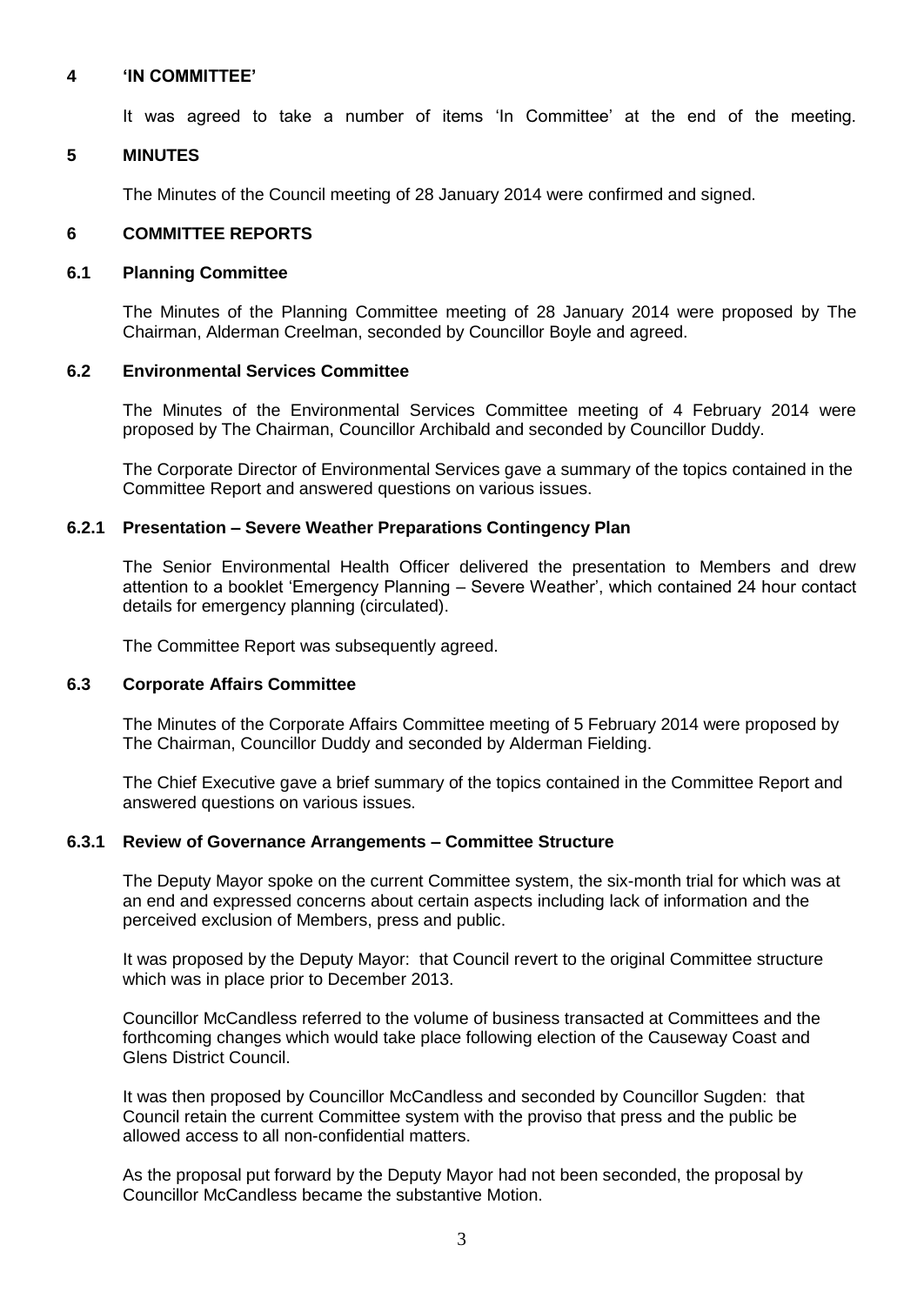## 4 'IN COMMITTEE'

It was agreed to take a number of items 'In Committee' at the end of the meeting.

## 5 MINUTES

The Minutes of the Council meeting of 28 January 2014 were confirmed and signed.

## 6 COMMITTEE REPORTS

### 6.1 Planning Committee

The Minutes of the Planning Committee meeting of 28 January 2014 were proposed by The Chairman, Alderman Creelman, seconded by Councillor Boyle and agreed.

### 6.2 Environmental Services Committee

The Minutes of the Environmental Services Committee meeting of 4 February 2014 were proposed by The Chairman, Councillor Archibald and seconded by Councillor Duddy.

The Corporate Director of Environmental Services gave a summary of the topics contained in the Committee Report and answered questions on various issues.

#### 6.2.1 Presentation – Severe Weather Preparations Contingency Plan

The Senior Environmental Health Officer delivered the presentation to Members and drew attention to a booklet 'Emergency Planning – Severe Weather', which contained 24 hour contact details for emergency planning (circulated).

The Committee Report was subsequently agreed.

### 6.3 Corporate Affairs Committee

The Minutes of the Corporate Affairs Committee meeting of 5 February 2014 were proposed by The Chairman, Councillor Duddy and seconded by Alderman Fielding.

The Chief Executive gave a brief summary of the topics contained in the Committee Report and answered questions on various issues.

#### 6.3.1 Review of Governance Arrangements – Committee Structure

The Deputy Mayor spoke on the current Committee system, the six-month trial for which was at an end and expressed concerns about certain aspects including lack of information and the perceived exclusion of Members, press and public.

It was proposed by the Deputy Mayor: that Council revert to the original Committee structure which was in place prior to December 2013.

Councillor McCandless referred to the volume of business transacted at Committees and the forthcoming changes which would take place following election of the Causeway Coast and Glens District Council.

It was then proposed by Councillor McCandless and seconded by Councillor Sugden: that Council retain the current Committee system with the proviso that press and the public be allowed access to all non-confidential matters.

As the proposal put forward by the Deputy Mayor had not been seconded, the proposal by Councillor McCandless became the substantive Motion.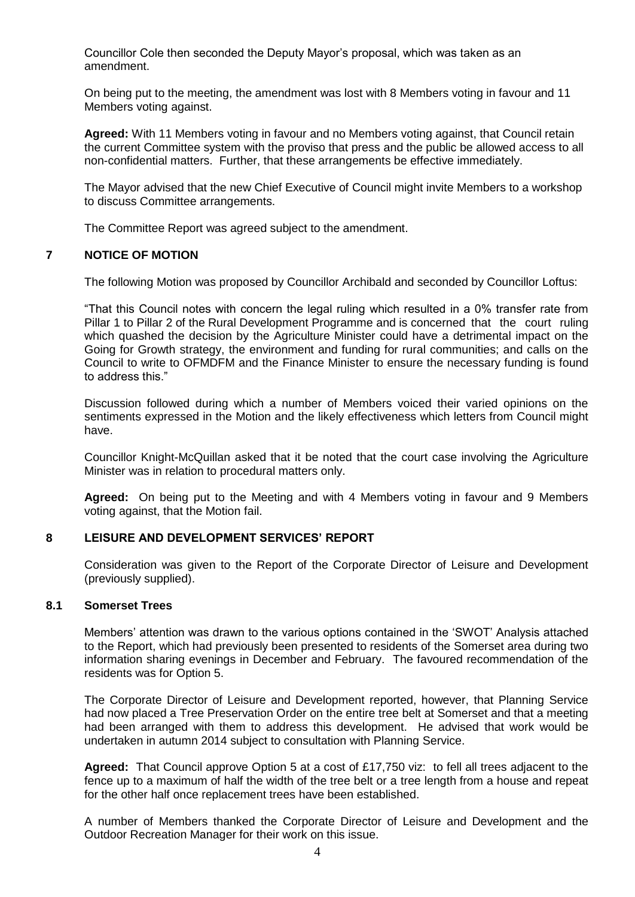Councillor Cole then seconded the Deputy Mayor's proposal, which was taken as an amendment.

On being put to the meeting, the amendment was lost with 8 Members voting in favour and 11 Members voting against.

**Agreed:** With 11 Members voting in favour and no Members voting against, that Council retain the current Committee system with the proviso that press and the public be allowed access to all non-confidential matters. Further, that these arrangements be effective immediately.

The Mayor advised that the new Chief Executive of Council might invite Members to a workshop to discuss Committee arrangements.

The Committee Report was agreed subject to the amendment.

## 7 NOTICE OF MOTION

The following Motion was proposed by Councillor Archibald and seconded by Councillor Loftus:

"That this Council notes with concern the legal ruling which resulted in a 0% transfer rate from Pillar 1 to Pillar 2 of the Rural Development Programme and is concerned that the court ruling which quashed the decision by the Agriculture Minister could have a detrimental impact on the Going for Growth strategy, the environment and funding for rural communities; and calls on the Council to write to OFMDFM and the Finance Minister to ensure the necessary funding is found to address this."

Discussion followed during which a number of Members voiced their varied opinions on the sentiments expressed in the Motion and the likely effectiveness which letters from Council might have.

Councillor Knight-McQuillan asked that it be noted that the court case involving the Agriculture Minister was in relation to procedural matters only.

**Agreed:** On being put to the Meeting and with 4 Members voting in favour and 9 Members voting against, that the Motion fail.

## 8 LEISURE AND DEVELOPMENT SERVICES' REPORT

Consideration was given to the Report of the Corporate Director of Leisure and Development (previously supplied).

### 8.1 Somerset Trees

Members' attention was drawn to the various options contained in the 'SWOT' Analysis attached to the Report, which had previously been presented to residents of the Somerset area during two information sharing evenings in December and February. The favoured recommendation of the residents was for Option 5.

The Corporate Director of Leisure and Development reported, however, that Planning Service had now placed a Tree Preservation Order on the entire tree belt at Somerset and that a meeting had been arranged with them to address this development. He advised that work would be undertaken in autumn 2014 subject to consultation with Planning Service.

**Agreed:** That Council approve Option 5 at a cost of £17,750 viz: to fell all trees adjacent to the fence up to a maximum of half the width of the tree belt or a tree length from a house and repeat for the other half once replacement trees have been established.

A number of Members thanked the Corporate Director of Leisure and Development and the Outdoor Recreation Manager for their work on this issue.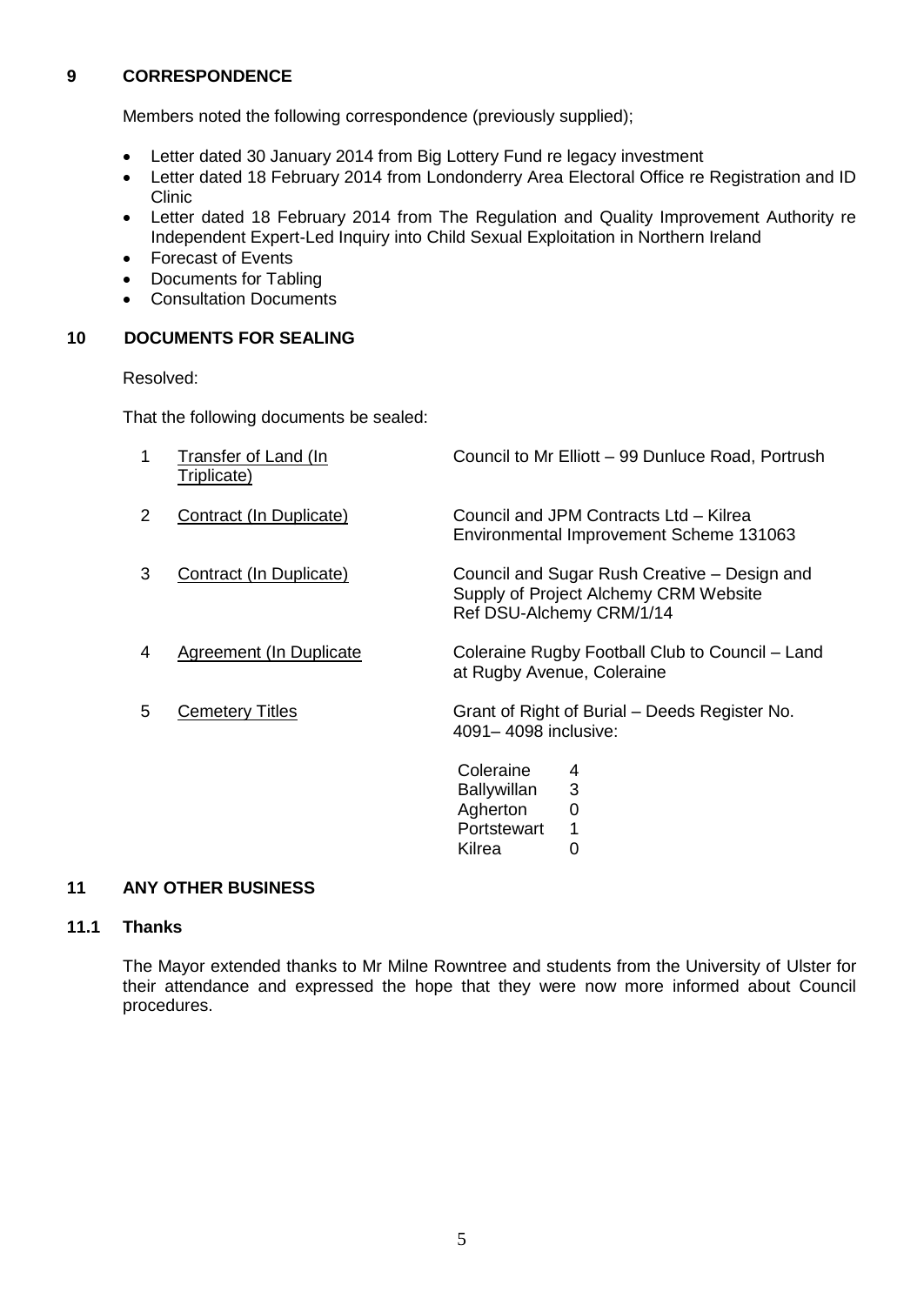## 9 CORRESPONDENCE

Members noted the following correspondence (previously supplied);

- Letter dated 30 January 2014 from Big Lottery Fund re legacy investment
- Letter dated 18 February 2014 from Londonderry Area Electoral Office re Registration and ID Clinic
- Letter dated 18 February 2014 from The Regulation and Quality Improvement Authority re Independent Expert-Led Inquiry into Child Sexual Exploitation in Northern Ireland
- Forecast of Events
- Documents for Tabling
- Consultation Documents

## 10 DOCUMENTS FOR SEALING

Resolved:

That the following documents be sealed:

| | | |
|---|---|---|
| 1 | Transfer of Land (In Triplicate) | Council to Mr Elliott – 99 Dunluce Road, Portrush |
| 2 | Contract (In Duplicate) | Council and JPM Contracts Ltd – Kilrea Environmental Improvement Scheme 131063 |
| 3 | Contract (In Duplicate) | Council and Sugar Rush Creative – Design and Supply of Project Alchemy CRM Website Ref DSU-Alchemy CRM/1/14 |
| 4 | Agreement (In Duplicate | Coleraine Rugby Football Club to Council – Land at Rugby Avenue, Coleraine |
| 5 | Cemetery Titles | Grant of Right of Burial – Deeds Register No. 4091– 4098 inclusive: |

| | |
|---|---|
| Coleraine | 4 |
| Ballywillan | 3 |
| Agherton | 0 |
| Portstewart | 1 |
| Kilrea | 0 |

## 11 ANY OTHER BUSINESS

### 11.1 Thanks

The Mayor extended thanks to Mr Milne Rowntree and students from the University of Ulster for their attendance and expressed the hope that they were now more informed about Council procedures.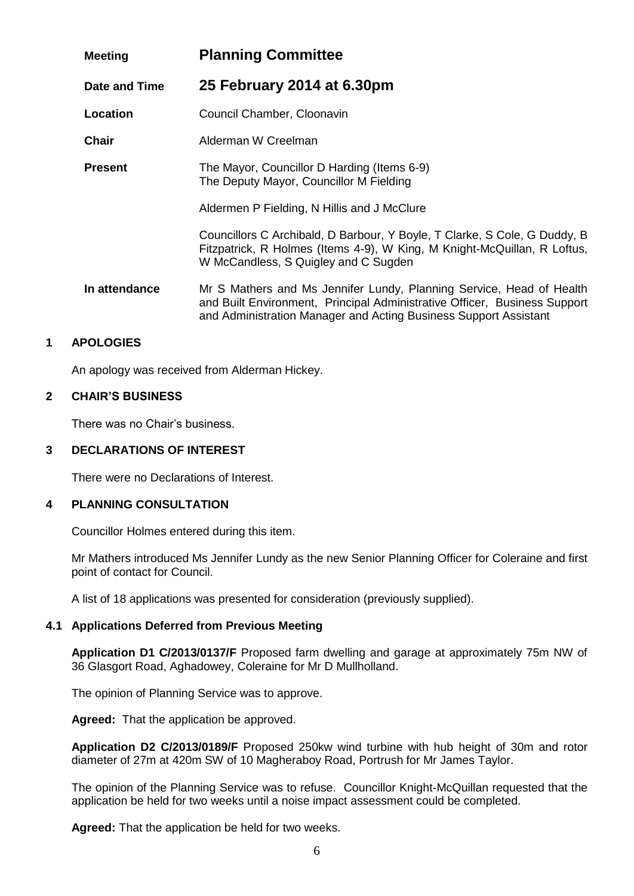| | |
|---|---|
| **Meeting** | **Planning Committee** |
| **Date and Time** | **25 February 2014 at 6.30pm** |
| **Location** | Council Chamber, Cloonavin |
| **Chair** | Alderman W Creelman |
| **Present** | The Mayor, Councillor D Harding (Items 6-9)<br>The Deputy Mayor, Councillor M Fielding<br><br>Aldermen P Fielding, N Hillis and J McClure<br><br>Councillors C Archibald, D Barbour, Y Boyle, T Clarke, S Cole, G Duddy, B Fitzpatrick, R Holmes (Items 4-9), W King, M Knight-McQuillan, R Loftus, W McCandless, S Quigley and C Sugden |
| **In attendance** | Mr S Mathers and Ms Jennifer Lundy, Planning Service, Head of Health and Built Environment, Principal Administrative Officer, Business Support and Administration Manager and Acting Business Support Assistant |

## 1 APOLOGIES

An apology was received from Alderman Hickey.

## 2 CHAIR'S BUSINESS

There was no Chair's business.

## 3 DECLARATIONS OF INTEREST

There were no Declarations of Interest.

## 4 PLANNING CONSULTATION

Councillor Holmes entered during this item.

Mr Mathers introduced Ms Jennifer Lundy as the new Senior Planning Officer for Coleraine and first point of contact for Council.

A list of 18 applications was presented for consideration (previously supplied).

### 4.1 Applications Deferred from Previous Meeting

**Application D1 C/2013/0137/F** Proposed farm dwelling and garage at approximately 75m NW of 36 Glasgort Road, Aghadowey, Coleraine for Mr D Mullholland.

The opinion of Planning Service was to approve.

**Agreed:** That the application be approved.

**Application D2 C/2013/0189/F** Proposed 250kw wind turbine with hub height of 30m and rotor diameter of 27m at 420m SW of 10 Magheraboy Road, Portrush for Mr James Taylor.

The opinion of the Planning Service was to refuse. Councillor Knight-McQuillan requested that the application be held for two weeks until a noise impact assessment could be completed.

**Agreed:** That the application be held for two weeks.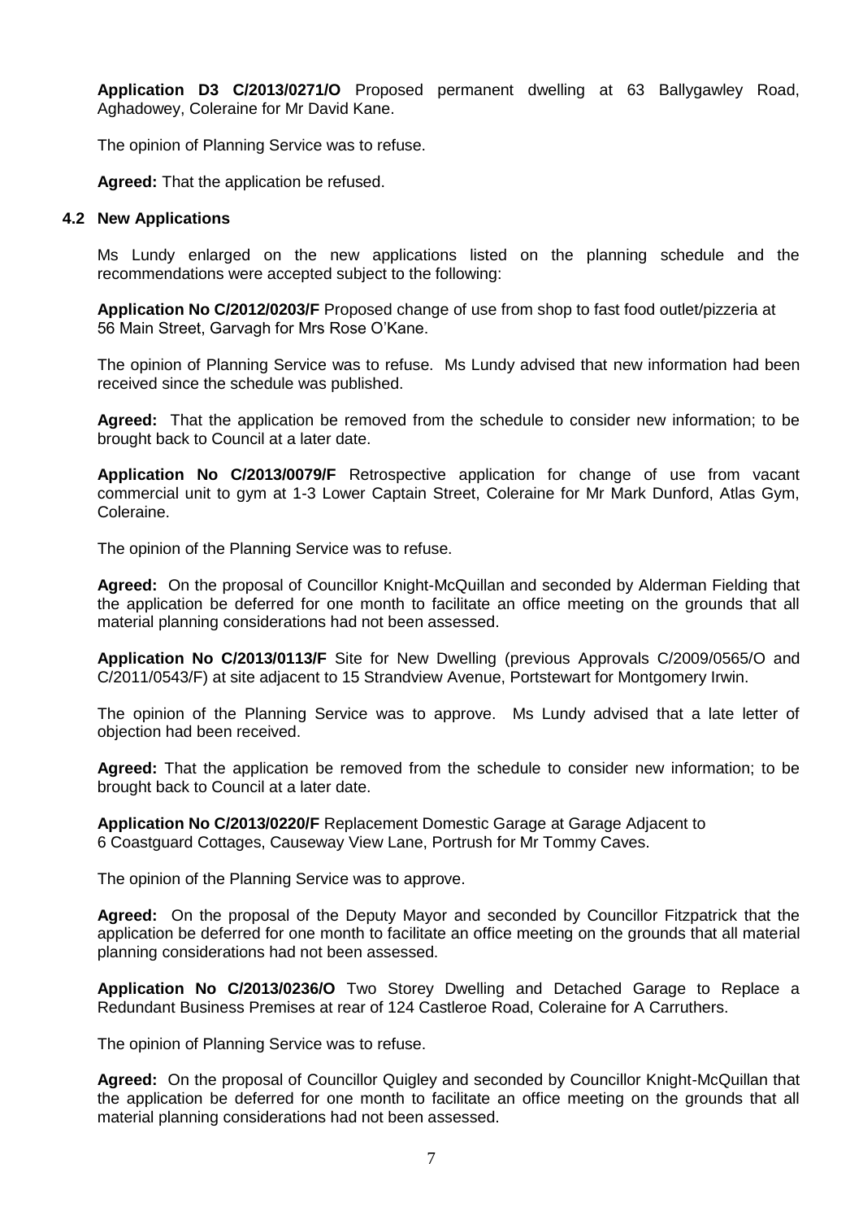**Application D3 C/2013/0271/O** Proposed permanent dwelling at 63 Ballygawley Road, Aghadowey, Coleraine for Mr David Kane.

The opinion of Planning Service was to refuse.

**Agreed:** That the application be refused.

### 4.2 New Applications

Ms Lundy enlarged on the new applications listed on the planning schedule and the recommendations were accepted subject to the following:

**Application No C/2012/0203/F** Proposed change of use from shop to fast food outlet/pizzeria at 56 Main Street, Garvagh for Mrs Rose O'Kane.

The opinion of Planning Service was to refuse. Ms Lundy advised that new information had been received since the schedule was published.

**Agreed:** That the application be removed from the schedule to consider new information; to be brought back to Council at a later date.

**Application No C/2013/0079/F** Retrospective application for change of use from vacant commercial unit to gym at 1-3 Lower Captain Street, Coleraine for Mr Mark Dunford, Atlas Gym, Coleraine.

The opinion of the Planning Service was to refuse.

**Agreed:** On the proposal of Councillor Knight-McQuillan and seconded by Alderman Fielding that the application be deferred for one month to facilitate an office meeting on the grounds that all material planning considerations had not been assessed.

**Application No C/2013/0113/F** Site for New Dwelling (previous Approvals C/2009/0565/O and C/2011/0543/F) at site adjacent to 15 Strandview Avenue, Portstewart for Montgomery Irwin.

The opinion of the Planning Service was to approve. Ms Lundy advised that a late letter of objection had been received.

**Agreed:** That the application be removed from the schedule to consider new information; to be brought back to Council at a later date.

**Application No C/2013/0220/F** Replacement Domestic Garage at Garage Adjacent to 6 Coastguard Cottages, Causeway View Lane, Portrush for Mr Tommy Caves.

The opinion of the Planning Service was to approve.

**Agreed:** On the proposal of the Deputy Mayor and seconded by Councillor Fitzpatrick that the application be deferred for one month to facilitate an office meeting on the grounds that all material planning considerations had not been assessed.

**Application No C/2013/0236/O** Two Storey Dwelling and Detached Garage to Replace a Redundant Business Premises at rear of 124 Castleroe Road, Coleraine for A Carruthers.

The opinion of Planning Service was to refuse.

**Agreed:** On the proposal of Councillor Quigley and seconded by Councillor Knight-McQuillan that the application be deferred for one month to facilitate an office meeting on the grounds that all material planning considerations had not been assessed.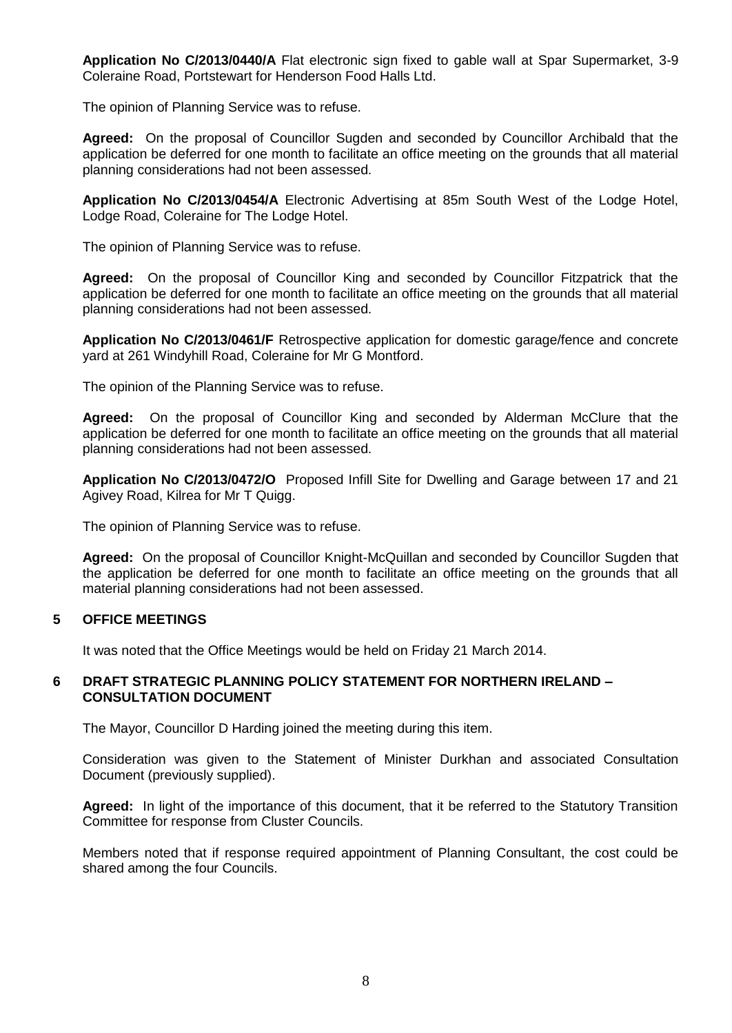**Application No C/2013/0440/A** Flat electronic sign fixed to gable wall at Spar Supermarket, 3-9 Coleraine Road, Portstewart for Henderson Food Halls Ltd.

The opinion of Planning Service was to refuse.

**Agreed:** On the proposal of Councillor Sugden and seconded by Councillor Archibald that the application be deferred for one month to facilitate an office meeting on the grounds that all material planning considerations had not been assessed.

**Application No C/2013/0454/A** Electronic Advertising at 85m South West of the Lodge Hotel, Lodge Road, Coleraine for The Lodge Hotel.

The opinion of Planning Service was to refuse.

**Agreed:** On the proposal of Councillor King and seconded by Councillor Fitzpatrick that the application be deferred for one month to facilitate an office meeting on the grounds that all material planning considerations had not been assessed.

**Application No C/2013/0461/F** Retrospective application for domestic garage/fence and concrete yard at 261 Windyhill Road, Coleraine for Mr G Montford.

The opinion of the Planning Service was to refuse.

**Agreed:** On the proposal of Councillor King and seconded by Alderman McClure that the application be deferred for one month to facilitate an office meeting on the grounds that all material planning considerations had not been assessed.

**Application No C/2013/0472/O** Proposed Infill Site for Dwelling and Garage between 17 and 21 Agivey Road, Kilrea for Mr T Quigg.

The opinion of Planning Service was to refuse.

**Agreed:** On the proposal of Councillor Knight-McQuillan and seconded by Councillor Sugden that the application be deferred for one month to facilitate an office meeting on the grounds that all material planning considerations had not been assessed.

## 5 OFFICE MEETINGS

It was noted that the Office Meetings would be held on Friday 21 March 2014.

## 6 DRAFT STRATEGIC PLANNING POLICY STATEMENT FOR NORTHERN IRELAND – CONSULTATION DOCUMENT

The Mayor, Councillor D Harding joined the meeting during this item.

Consideration was given to the Statement of Minister Durkhan and associated Consultation Document (previously supplied).

**Agreed:** In light of the importance of this document, that it be referred to the Statutory Transition Committee for response from Cluster Councils.

Members noted that if response required appointment of Planning Consultant, the cost could be shared among the four Councils.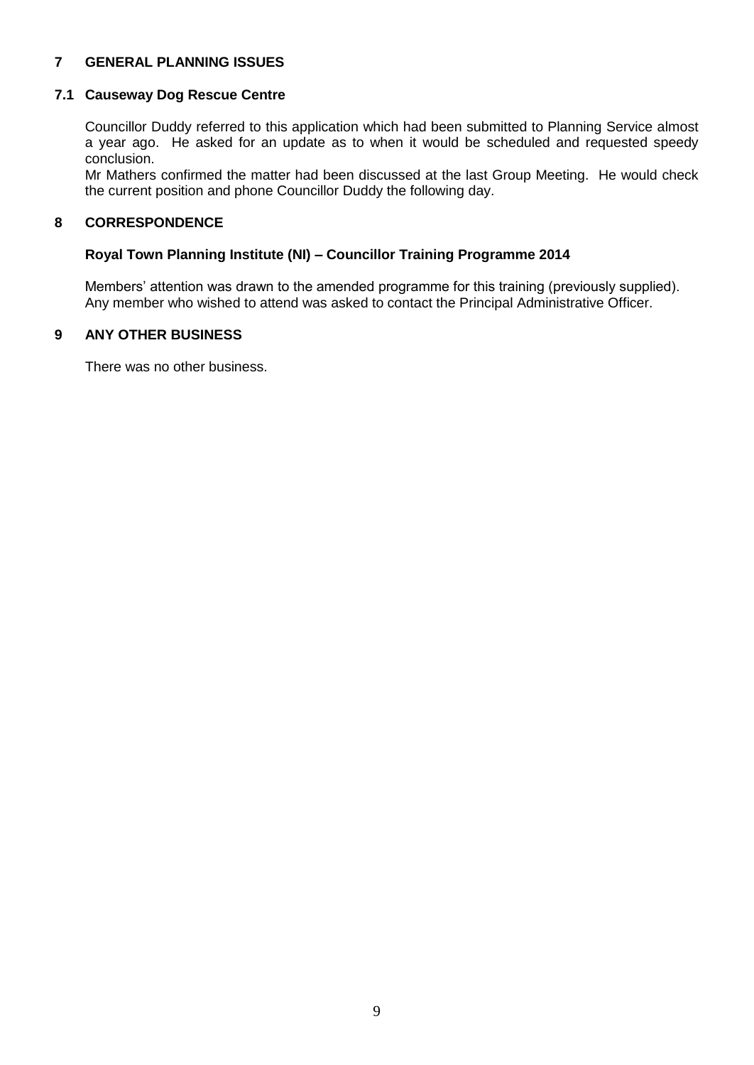## 7 GENERAL PLANNING ISSUES

### 7.1 Causeway Dog Rescue Centre

Councillor Duddy referred to this application which had been submitted to Planning Service almost a year ago. He asked for an update as to when it would be scheduled and requested speedy conclusion.
Mr Mathers confirmed the matter had been discussed at the last Group Meeting. He would check the current position and phone Councillor Duddy the following day.

## 8 CORRESPONDENCE

**Royal Town Planning Institute (NI) – Councillor Training Programme 2014**

Members' attention was drawn to the amended programme for this training (previously supplied). Any member who wished to attend was asked to contact the Principal Administrative Officer.

## 9 ANY OTHER BUSINESS

There was no other business.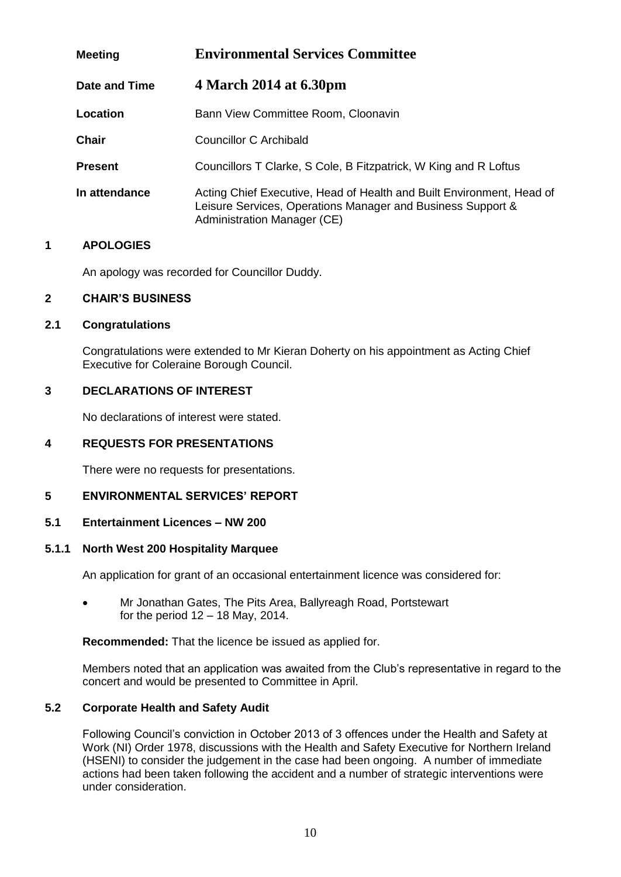| | |
|---|---|
| **Meeting** | **Environmental Services Committee** |
| **Date and Time** | **4 March 2014 at 6.30pm** |
| **Location** | Bann View Committee Room, Cloonavin |
| **Chair** | Councillor C Archibald |
| **Present** | Councillors T Clarke, S Cole, B Fitzpatrick, W King and R Loftus |
| **In attendance** | Acting Chief Executive, Head of Health and Built Environment, Head of Leisure Services, Operations Manager and Business Support & Administration Manager (CE) |

## 1 APOLOGIES

An apology was recorded for Councillor Duddy.

## 2 CHAIR'S BUSINESS

### 2.1 Congratulations

Congratulations were extended to Mr Kieran Doherty on his appointment as Acting Chief Executive for Coleraine Borough Council.

## 3 DECLARATIONS OF INTEREST

No declarations of interest were stated.

## 4 REQUESTS FOR PRESENTATIONS

There were no requests for presentations.

## 5 ENVIRONMENTAL SERVICES' REPORT

### 5.1 Entertainment Licences – NW 200

#### 5.1.1 North West 200 Hospitality Marquee

An application for grant of an occasional entertainment licence was considered for:

- Mr Jonathan Gates, The Pits Area, Ballyreagh Road, Portstewart for the period 12 – 18 May, 2014.

**Recommended:** That the licence be issued as applied for.

Members noted that an application was awaited from the Club's representative in regard to the concert and would be presented to Committee in April.

### 5.2 Corporate Health and Safety Audit

Following Council's conviction in October 2013 of 3 offences under the Health and Safety at Work (NI) Order 1978, discussions with the Health and Safety Executive for Northern Ireland (HSENI) to consider the judgement in the case had been ongoing. A number of immediate actions had been taken following the accident and a number of strategic interventions were under consideration.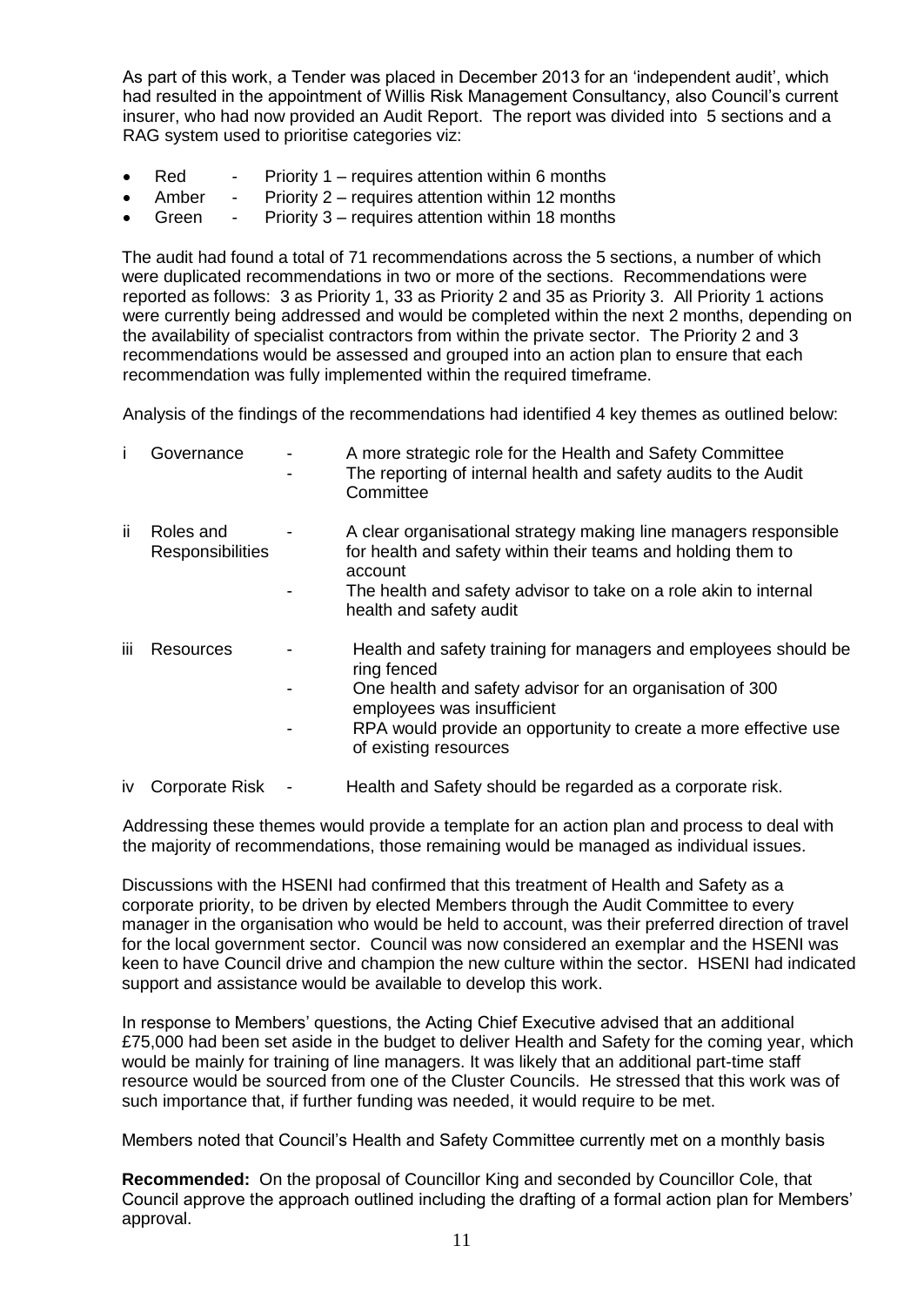As part of this work, a Tender was placed in December 2013 for an 'independent audit', which had resulted in the appointment of Willis Risk Management Consultancy, also Council's current insurer, who had now provided an Audit Report. The report was divided into 5 sections and a RAG system used to prioritise categories viz:

- Red - Priority 1 – requires attention within 6 months
- Amber - Priority 2 – requires attention within 12 months
- Green - Priority 3 – requires attention within 18 months

The audit had found a total of 71 recommendations across the 5 sections, a number of which were duplicated recommendations in two or more of the sections. Recommendations were reported as follows: 3 as Priority 1, 33 as Priority 2 and 35 as Priority 3. All Priority 1 actions were currently being addressed and would be completed within the next 2 months, depending on the availability of specialist contractors from within the private sector. The Priority 2 and 3 recommendations would be assessed and grouped into an action plan to ensure that each recommendation was fully implemented within the required timeframe.

Analysis of the findings of the recommendations had identified 4 key themes as outlined below:

i Governance
- A more strategic role for the Health and Safety Committee
- The reporting of internal health and safety audits to the Audit Committee

ii Roles and Responsibilities
- A clear organisational strategy making line managers responsible for health and safety within their teams and holding them to account
- The health and safety advisor to take on a role akin to internal health and safety audit

iii Resources
- Health and safety training for managers and employees should be ring fenced
- One health and safety advisor for an organisation of 300 employees was insufficient
- RPA would provide an opportunity to create a more effective use of existing resources

iv Corporate Risk
- Health and Safety should be regarded as a corporate risk.

Addressing these themes would provide a template for an action plan and process to deal with the majority of recommendations, those remaining would be managed as individual issues.

Discussions with the HSENI had confirmed that this treatment of Health and Safety as a corporate priority, to be driven by elected Members through the Audit Committee to every manager in the organisation who would be held to account, was their preferred direction of travel for the local government sector. Council was now considered an exemplar and the HSENI was keen to have Council drive and champion the new culture within the sector. HSENI had indicated support and assistance would be available to develop this work.

In response to Members' questions, the Acting Chief Executive advised that an additional £75,000 had been set aside in the budget to deliver Health and Safety for the coming year, which would be mainly for training of line managers. It was likely that an additional part-time staff resource would be sourced from one of the Cluster Councils. He stressed that this work was of such importance that, if further funding was needed, it would require to be met.

Members noted that Council's Health and Safety Committee currently met on a monthly basis

**Recommended:** On the proposal of Councillor King and seconded by Councillor Cole, that Council approve the approach outlined including the drafting of a formal action plan for Members' approval.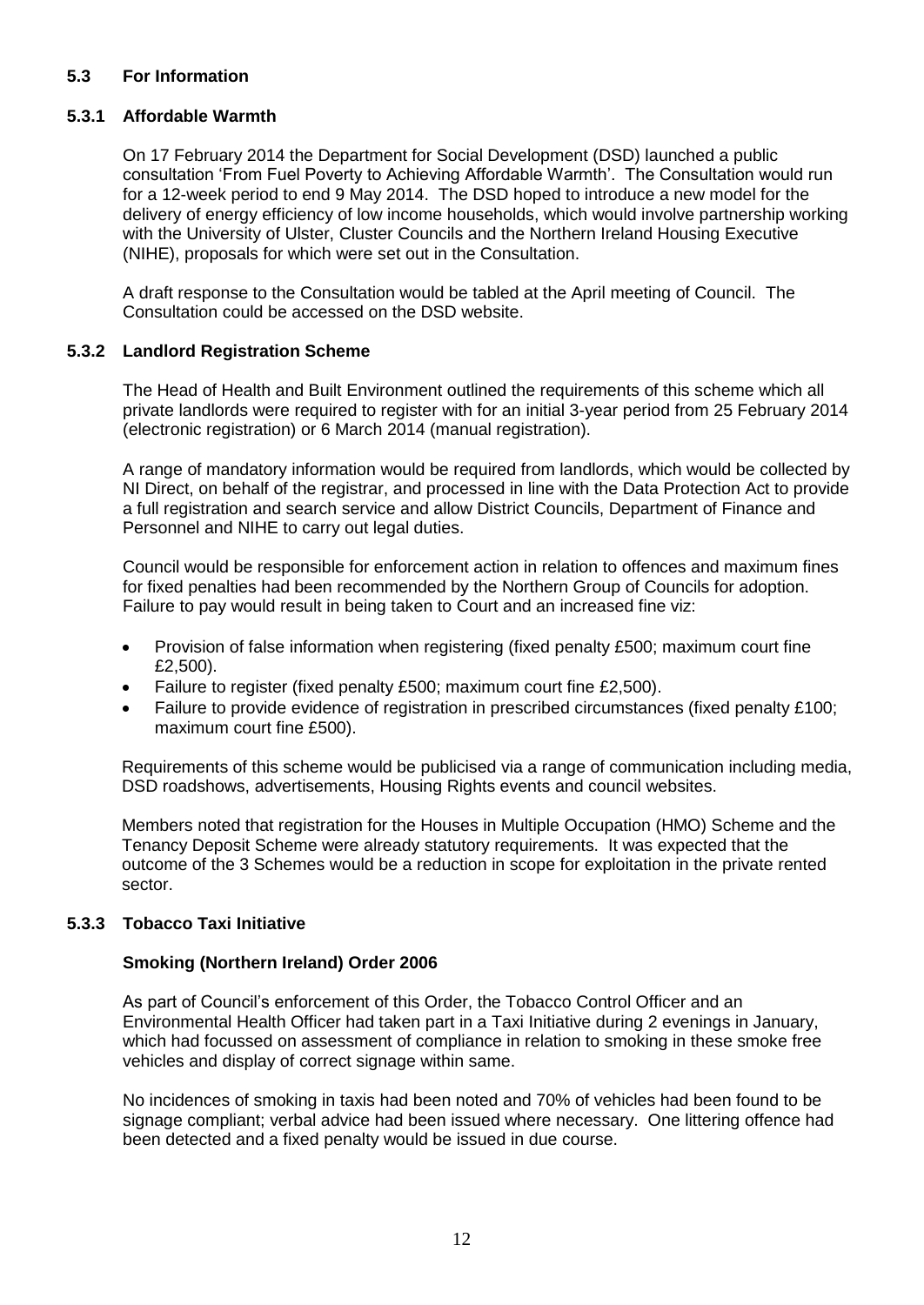## 5.3 For Information

### 5.3.1 Affordable Warmth

On 17 February 2014 the Department for Social Development (DSD) launched a public consultation 'From Fuel Poverty to Achieving Affordable Warmth'. The Consultation would run for a 12-week period to end 9 May 2014. The DSD hoped to introduce a new model for the delivery of energy efficiency of low income households, which would involve partnership working with the University of Ulster, Cluster Councils and the Northern Ireland Housing Executive (NIHE), proposals for which were set out in the Consultation.

A draft response to the Consultation would be tabled at the April meeting of Council. The Consultation could be accessed on the DSD website.

### 5.3.2 Landlord Registration Scheme

The Head of Health and Built Environment outlined the requirements of this scheme which all private landlords were required to register with for an initial 3-year period from 25 February 2014 (electronic registration) or 6 March 2014 (manual registration).

A range of mandatory information would be required from landlords, which would be collected by NI Direct, on behalf of the registrar, and processed in line with the Data Protection Act to provide a full registration and search service and allow District Councils, Department of Finance and Personnel and NIHE to carry out legal duties.

Council would be responsible for enforcement action in relation to offences and maximum fines for fixed penalties had been recommended by the Northern Group of Councils for adoption. Failure to pay would result in being taken to Court and an increased fine viz:

- Provision of false information when registering (fixed penalty £500; maximum court fine £2,500).
- Failure to register (fixed penalty £500; maximum court fine £2,500).
- Failure to provide evidence of registration in prescribed circumstances (fixed penalty £100; maximum court fine £500).

Requirements of this scheme would be publicised via a range of communication including media, DSD roadshows, advertisements, Housing Rights events and council websites.

Members noted that registration for the Houses in Multiple Occupation (HMO) Scheme and the Tenancy Deposit Scheme were already statutory requirements. It was expected that the outcome of the 3 Schemes would be a reduction in scope for exploitation in the private rented sector.

### 5.3.3 Tobacco Taxi Initiative

**Smoking (Northern Ireland) Order 2006**

As part of Council's enforcement of this Order, the Tobacco Control Officer and an Environmental Health Officer had taken part in a Taxi Initiative during 2 evenings in January, which had focussed on assessment of compliance in relation to smoking in these smoke free vehicles and display of correct signage within same.

No incidences of smoking in taxis had been noted and 70% of vehicles had been found to be signage compliant; verbal advice had been issued where necessary. One littering offence had been detected and a fixed penalty would be issued in due course.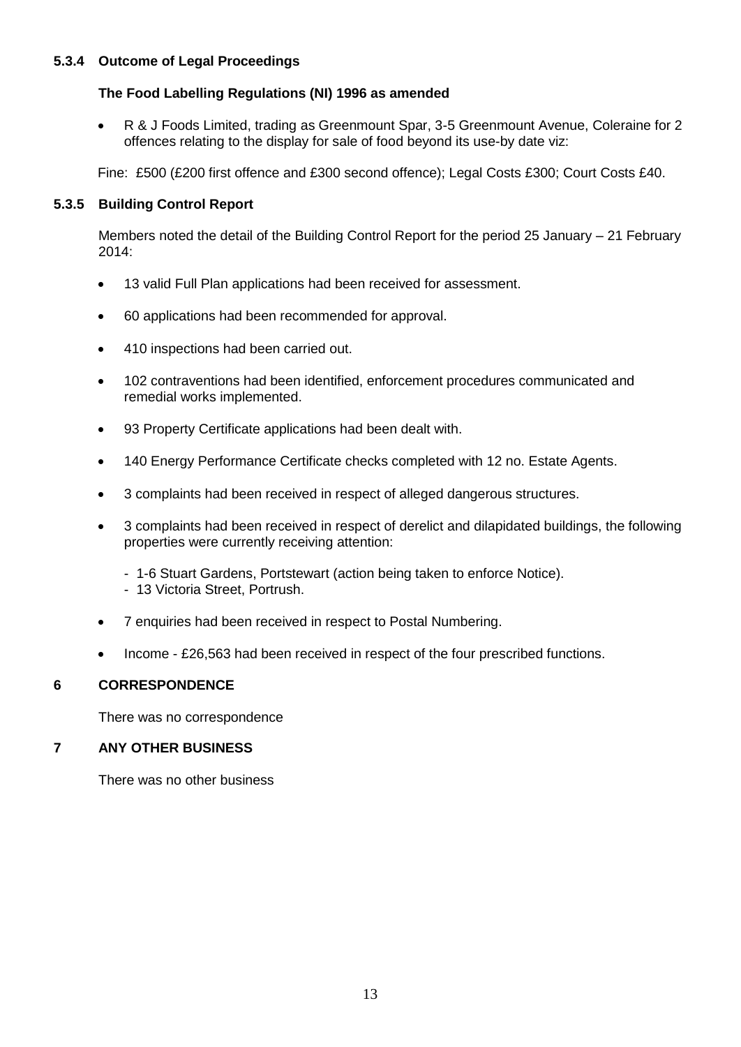### 5.3.4 Outcome of Legal Proceedings

**The Food Labelling Regulations (NI) 1996 as amended**

- R & J Foods Limited, trading as Greenmount Spar, 3-5 Greenmount Avenue, Coleraine for 2 offences relating to the display for sale of food beyond its use-by date viz:

Fine: £500 (£200 first offence and £300 second offence); Legal Costs £300; Court Costs £40.

### 5.3.5 Building Control Report

Members noted the detail of the Building Control Report for the period 25 January – 21 February 2014:

- 13 valid Full Plan applications had been received for assessment.
- 60 applications had been recommended for approval.
- 410 inspections had been carried out.
- 102 contraventions had been identified, enforcement procedures communicated and remedial works implemented.
- 93 Property Certificate applications had been dealt with.
- 140 Energy Performance Certificate checks completed with 12 no. Estate Agents.
- 3 complaints had been received in respect of alleged dangerous structures.
- 3 complaints had been received in respect of derelict and dilapidated buildings, the following properties were currently receiving attention:
  - 1-6 Stuart Gardens, Portstewart (action being taken to enforce Notice).
  - 13 Victoria Street, Portrush.
- 7 enquiries had been received in respect to Postal Numbering.
- Income - £26,563 had been received in respect of the four prescribed functions.

## 6 CORRESPONDENCE

There was no correspondence

## 7 ANY OTHER BUSINESS

There was no other business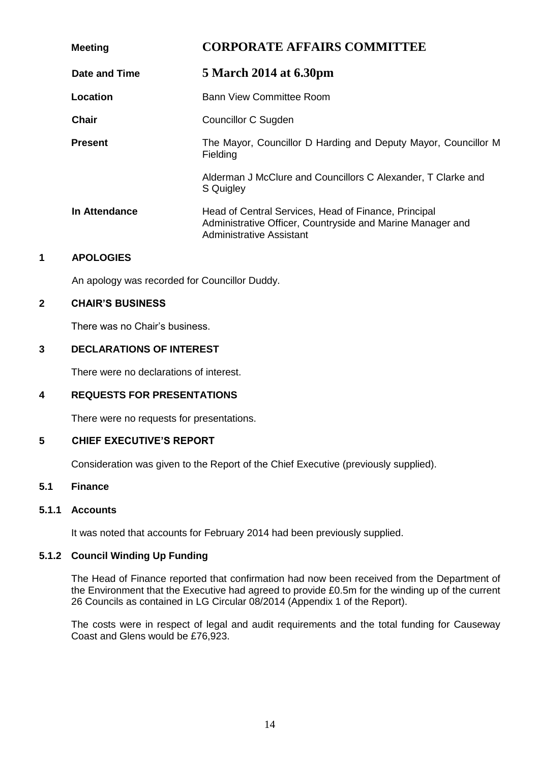| Meeting | **CORPORATE AFFAIRS COMMITTEE** |
| --- | --- |
| Date and Time | **5 March 2014 at 6.30pm** |
| Location | Bann View Committee Room |
| Chair | Councillor C Sugden |
| Present | The Mayor, Councillor D Harding and Deputy Mayor, Councillor M Fielding<br><br>Alderman J McClure and Councillors C Alexander, T Clarke and S Quigley |
| In Attendance | Head of Central Services, Head of Finance, Principal Administrative Officer, Countryside and Marine Manager and Administrative Assistant |

## 1 APOLOGIES

An apology was recorded for Councillor Duddy.

## 2 CHAIR'S BUSINESS

There was no Chair's business.

## 3 DECLARATIONS OF INTEREST

There were no declarations of interest.

## 4 REQUESTS FOR PRESENTATIONS

There were no requests for presentations.

## 5 CHIEF EXECUTIVE'S REPORT

Consideration was given to the Report of the Chief Executive (previously supplied).

### 5.1 Finance

#### 5.1.1 Accounts

It was noted that accounts for February 2014 had been previously supplied.

#### 5.1.2 Council Winding Up Funding

The Head of Finance reported that confirmation had now been received from the Department of the Environment that the Executive had agreed to provide £0.5m for the winding up of the current 26 Councils as contained in LG Circular 08/2014 (Appendix 1 of the Report).

The costs were in respect of legal and audit requirements and the total funding for Causeway Coast and Glens would be £76,923.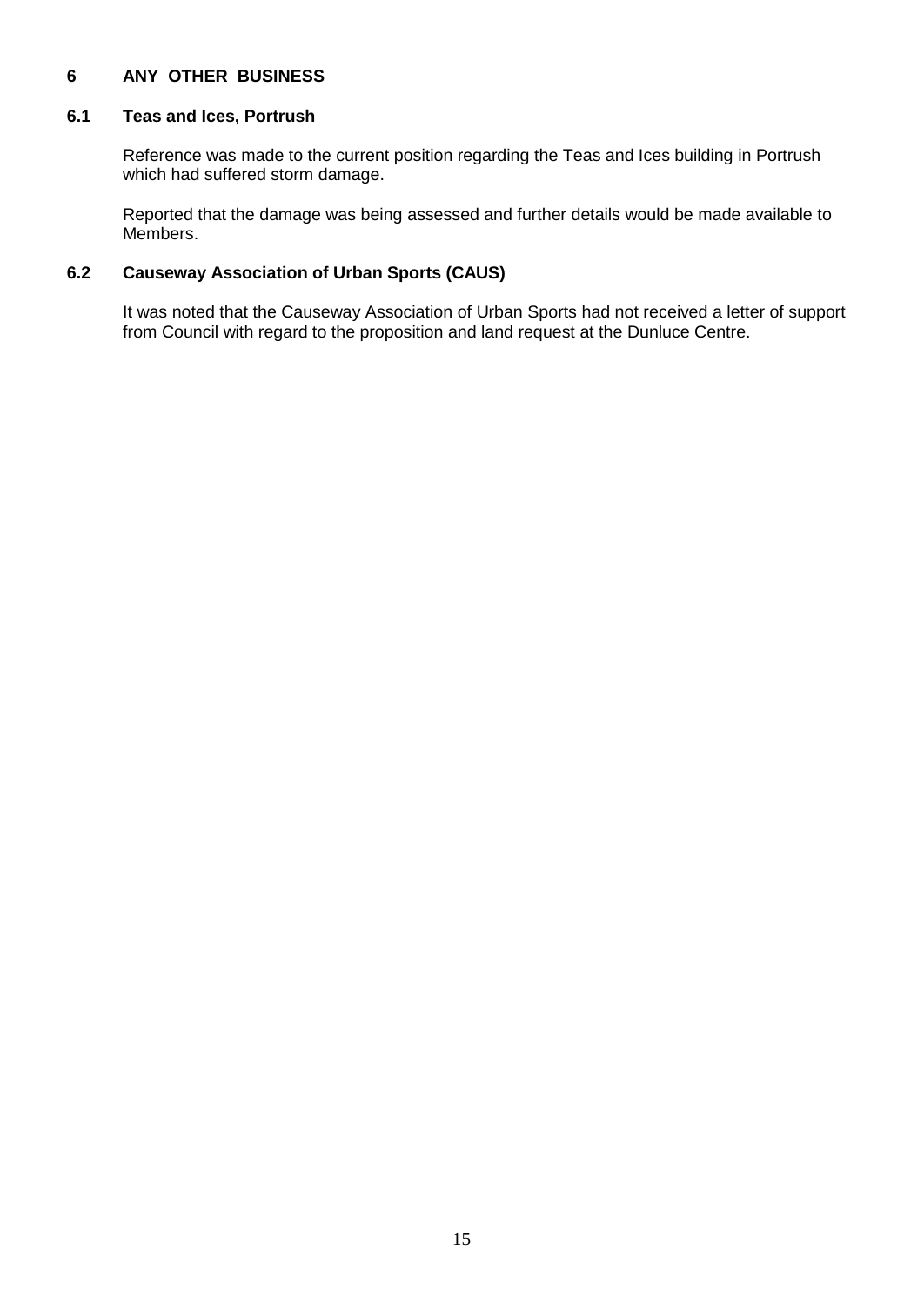## 6 ANY OTHER BUSINESS

### 6.1 Teas and Ices, Portrush

Reference was made to the current position regarding the Teas and Ices building in Portrush which had suffered storm damage.

Reported that the damage was being assessed and further details would be made available to Members.

### 6.2 Causeway Association of Urban Sports (CAUS)

It was noted that the Causeway Association of Urban Sports had not received a letter of support from Council with regard to the proposition and land request at the Dunluce Centre.